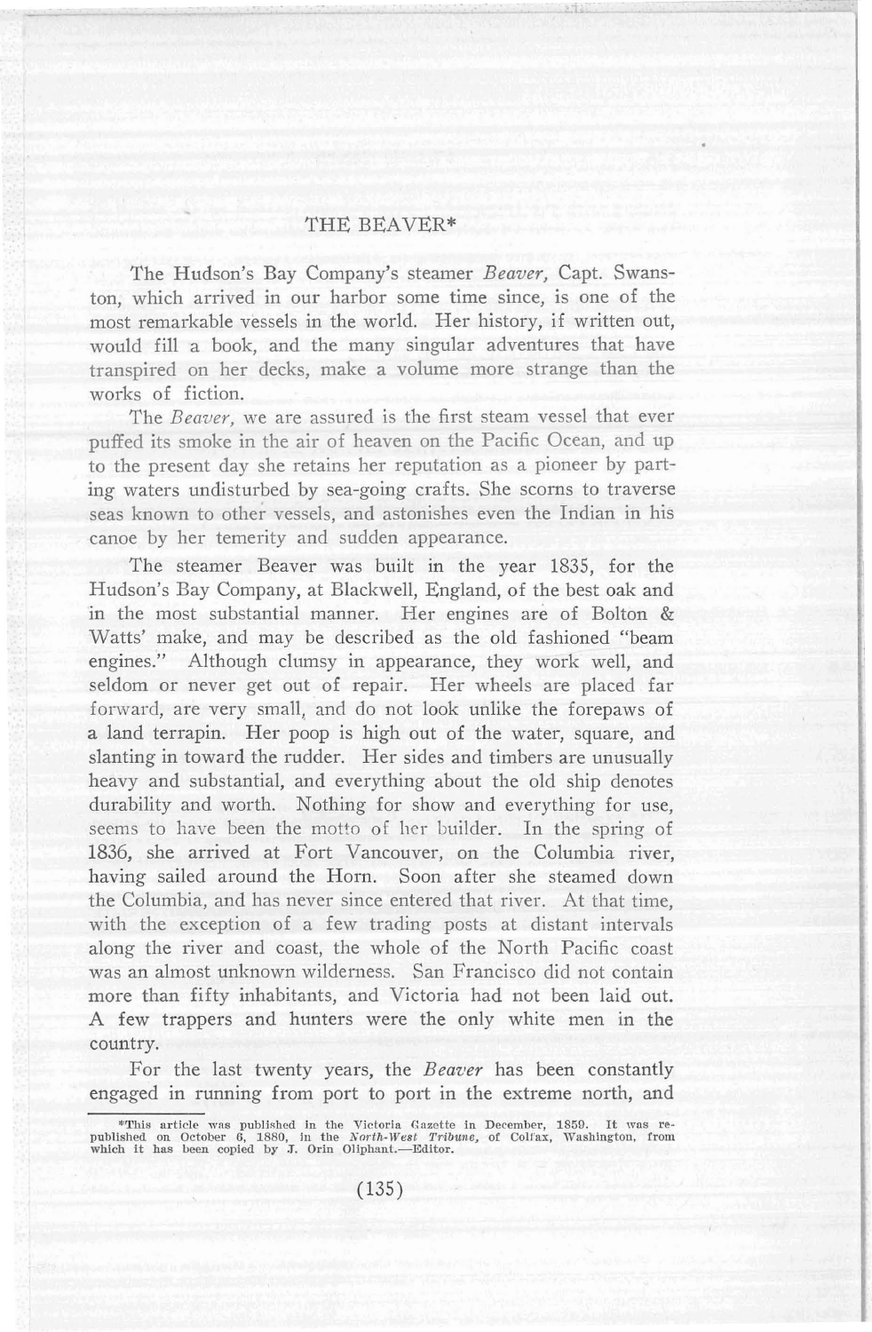# THE BEAVER*

The Hudson's Bay Company's steamer *Beaver,* Capt. Swanston, which arrived in our harbor some time since, is one of the most remarkable vessels in the world. Her history, if written out, would fill a book, and the many singular adventures that have transpired on her decks, make a volume more strange than the works of fiction.

The *Beaver,* we are assured is the first steam vessel that ever puffed its smoke in the air of heaven on the Pacific Ocean, and up to the present day she retains her reputation as a pioneer by parting waters undisturbed by sea-going crafts. She scorns to traverse seas known to other vessels, and astonishes even the Indian in his canoe by her temerity and sudden appearance.

The steamer Beaver was built in the year 1835, for the Hudson's Bay Company, at Blackwell, England, of the best oak and in the most substantial manner. Her engines are of Bolton & Watts' make, and may be described as the old fashioned "beam engines." Although clumsy in appearance, they work well, and seldom or never get out of repair. Her wheels are placed far forward, are very small, and do not look unlike the forepaws of a land terrapin. Her poop is high out of the water, square, and slanting in toward the rudder. Her sides and timbers are unusually heavy and substantial, and everything about the old ship denotes durability and worth. Nothing for show and everything for use, seems to have been the motto of her builder. In the spring of 1836, she arrived at Fort Vancouver, on the Columbia river, having sailed around the Horn. Soon after she steamed down the Columbia, and has never since entered that river. At that time, with the exception of a few trading posts at distant intervals along the river and coast, the whole of the North Pacific coast was an almost unknown wilderness. San Francisco did not contain more than fifty inhabitants, and Victoria had not been laid out. A few trappers and hunters were the only white men in the country.

For the last twenty years, the *Beaver* has been constantly engaged in running from port to port in the extreme north, and

*This article was published in the Victoria Gazette in December, 1859. It was republished on October 6, 1880, in the *North-West Tribune,* of Colfax, Washington, from which it has been copied by J. Orin Oliphant.—Editor.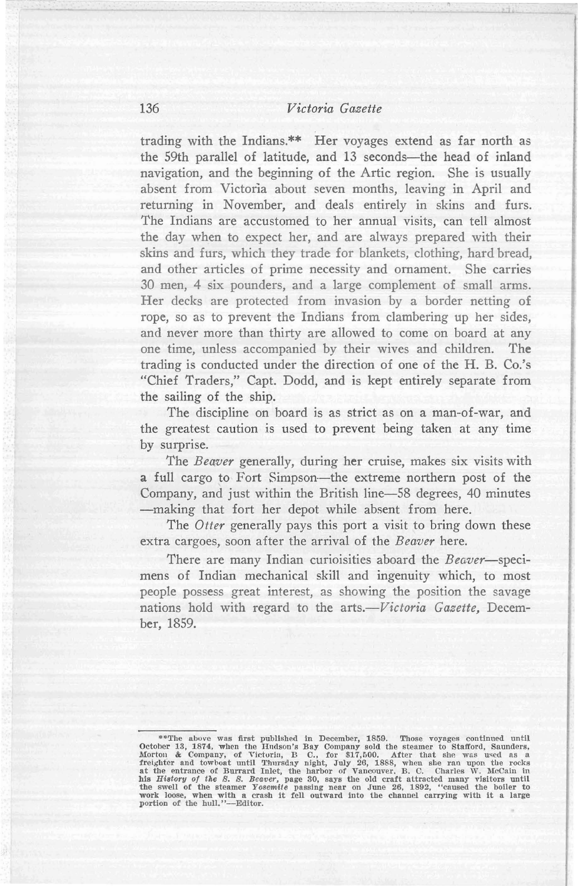trading with the Indians.** Her voyages extend as far north as the 59th parallel of latitude, and 13 seconds—the head of inland navigation, and the beginning of the Artic region. She is usually absent from Victoria about seven months, leaving in April and returning in November, and deals entirely in skins and furs. The Indians are accustomed to her annual visits, can tell almost the day when to expect her, and are always prepared with their skins and furs, which they trade for blankets, clothing, hard bread, and other articles of prime necessity and ornament. She carries 30 men, 4 six pounders, and a large complement of small arms. Her decks are protected from invasion by a border netting of rope, so as to prevent the Indians from clambering up her sides, and never more than thirty are allowed to come on board at any one time, unless accompanied by their wives and children. The trading is conducted under the direction of one of the H. B. Co.'s "Chief Traders," Capt. Dodd, and is kept entirely separate from the sailing of the ship.

The discipline on board is as strict as on a man-of-war, and the greatest caution is used to prevent being taken at any time by surprise.

The *Beaver* generally, during her cruise, makes six visits with a full cargo to Fort Simpson—the extreme northern post of the Company, and just within the British line—58 degrees, 40 minutes—making that fort her depot while absent from here.

The *Otter* generally pays this port a visit to bring down these extra cargoes, soon after the arrival of the *Beaver* here.

There are many Indian curioisities aboard the *Beaver*—specimens of Indian mechanical skill and ingenuity which, to most people possess great interest, as showing the position the savage nations hold with regard to the arts.—*Victoria Gazette*, December, 1859.

---

**The above was first published in December, 1859. Those voyages continued until October 13, 1874, when the Hudson's Bay Company sold the steamer to Stafford, Saunders, Morton & Company, of Victoria, B C., for $17,500. After that she was used as a freighter and towboat until Thursday night, July 26, 1888, when she ran upon the rocks at the entrance of Burrard Inlet, the harbor of Vancouver, B. C. Charles W. McCain in his *History of the S. S. Beaver*, page 30, says the old craft attracted many visitors until the swell of the steamer *Yosemite* passing near on June 26, 1892, "caused the boiler to work loose, when with a crash it fell outward into the channel carrying with it a large portion of the hull."—Editor.